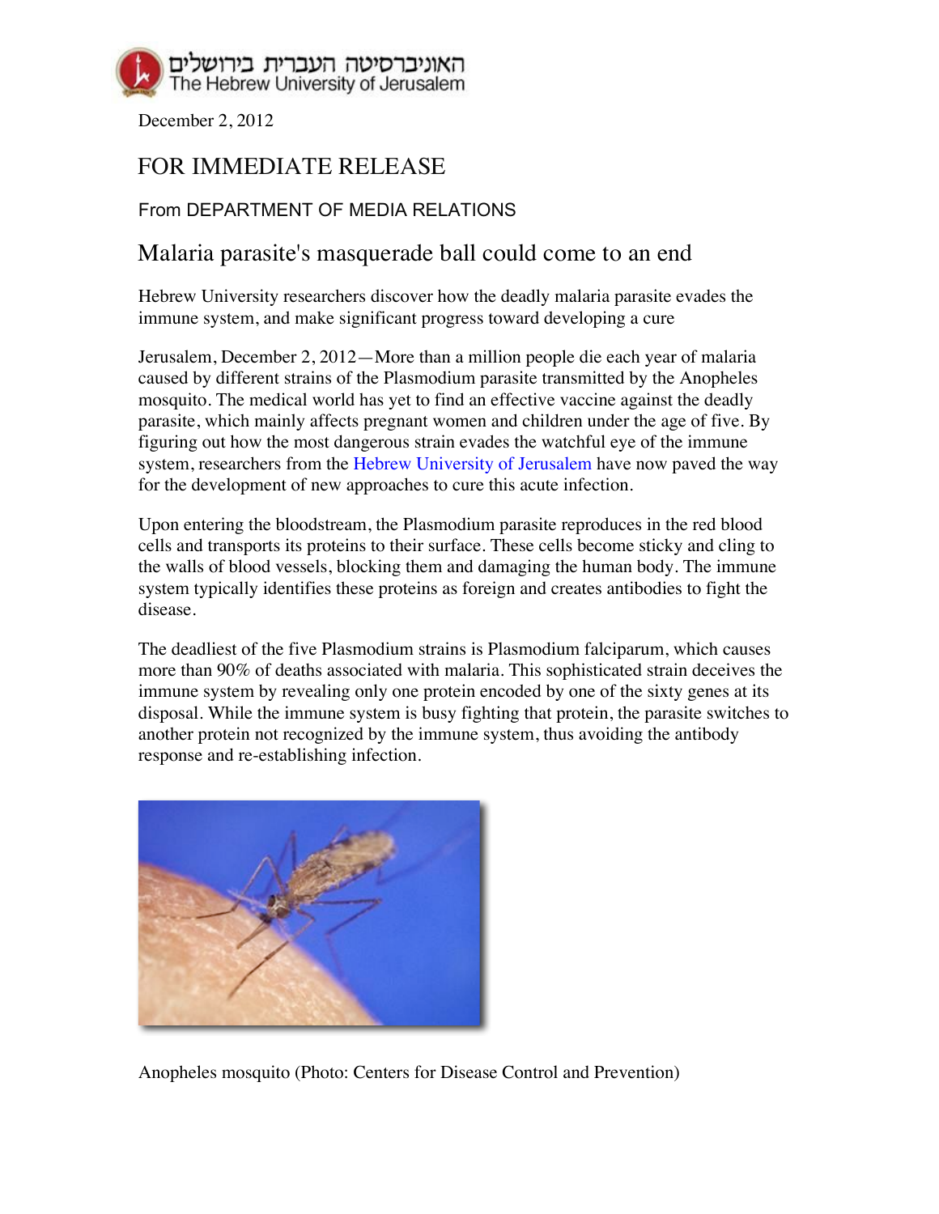האוניברסיטה העברית בירושלים
The Hebrew University of Jerusalem

December 2, 2012

# FOR IMMEDIATE RELEASE

From DEPARTMENT OF MEDIA RELATIONS

## Malaria parasite's masquerade ball could come to an end

Hebrew University researchers discover how the deadly malaria parasite evades the immune system, and make significant progress toward developing a cure

Jerusalem, December 2, 2012—More than a million people die each year of malaria caused by different strains of the Plasmodium parasite transmitted by the Anopheles mosquito. The medical world has yet to find an effective vaccine against the deadly parasite, which mainly affects pregnant women and children under the age of five. By figuring out how the most dangerous strain evades the watchful eye of the immune system, researchers from the Hebrew University of Jerusalem have now paved the way for the development of new approaches to cure this acute infection.

Upon entering the bloodstream, the Plasmodium parasite reproduces in the red blood cells and transports its proteins to their surface. These cells become sticky and cling to the walls of blood vessels, blocking them and damaging the human body. The immune system typically identifies these proteins as foreign and creates antibodies to fight the disease.

The deadliest of the five Plasmodium strains is Plasmodium falciparum, which causes more than 90% of deaths associated with malaria. This sophisticated strain deceives the immune system by revealing only one protein encoded by one of the sixty genes at its disposal. While the immune system is busy fighting that protein, the parasite switches to another protein not recognized by the immune system, thus avoiding the antibody response and re-establishing infection.

Anopheles mosquito (Photo: Centers for Disease Control and Prevention)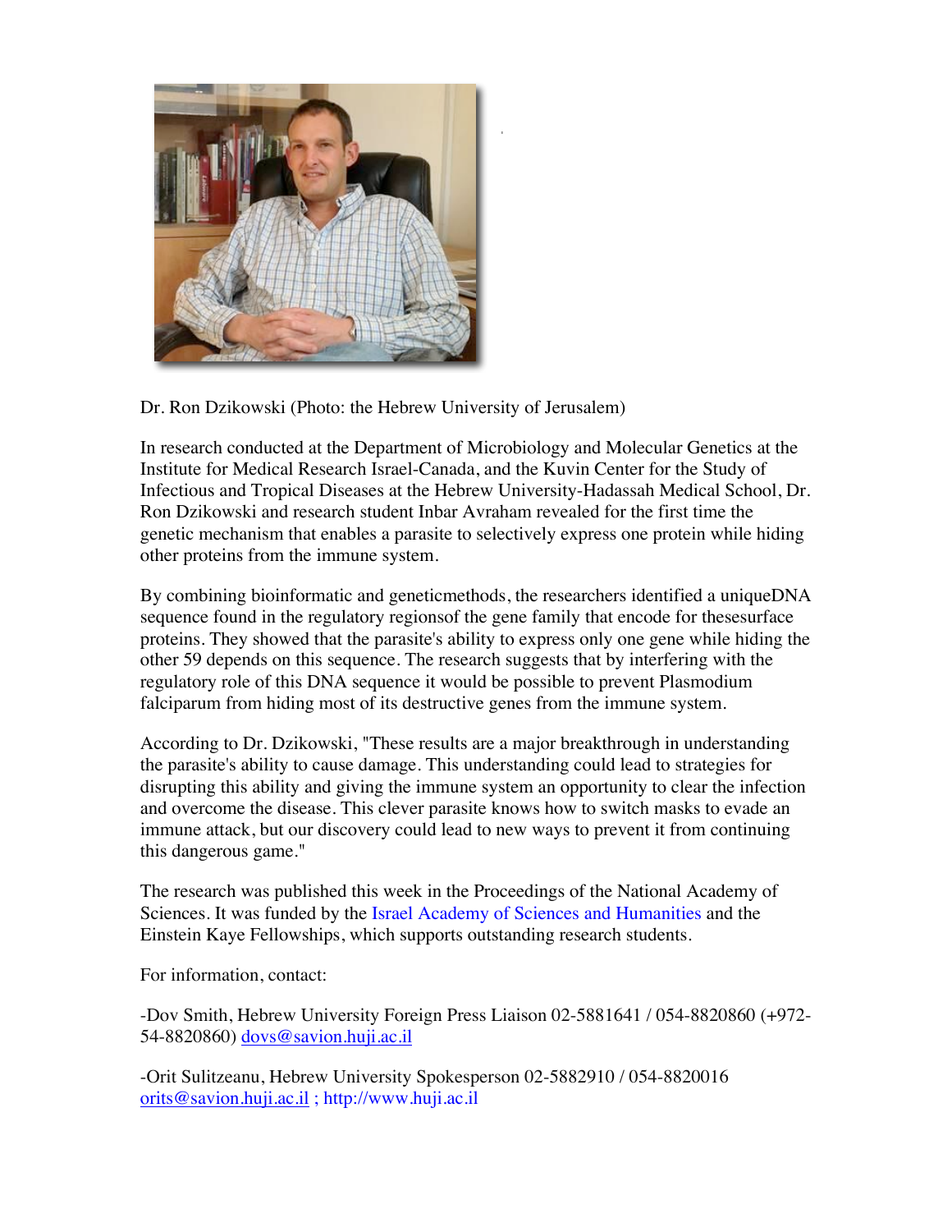Dr. Ron Dzikowski (Photo: the Hebrew University of Jerusalem)

In research conducted at the Department of Microbiology and Molecular Genetics at the Institute for Medical Research Israel-Canada, and the Kuvin Center for the Study of Infectious and Tropical Diseases at the Hebrew University-Hadassah Medical School, Dr. Ron Dzikowski and research student Inbar Avraham revealed for the first time the genetic mechanism that enables a parasite to selectively express one protein while hiding other proteins from the immune system.

By combining bioinformatic and geneticmethods, the researchers identified a uniqueDNA sequence found in the regulatory regionsof the gene family that encode for thesesurface proteins. They showed that the parasite's ability to express only one gene while hiding the other 59 depends on this sequence. The research suggests that by interfering with the regulatory role of this DNA sequence it would be possible to prevent Plasmodium falciparum from hiding most of its destructive genes from the immune system.

According to Dr. Dzikowski, "These results are a major breakthrough in understanding the parasite's ability to cause damage. This understanding could lead to strategies for disrupting this ability and giving the immune system an opportunity to clear the infection and overcome the disease. This clever parasite knows how to switch masks to evade an immune attack, but our discovery could lead to new ways to prevent it from continuing this dangerous game."

The research was published this week in the Proceedings of the National Academy of Sciences. It was funded by the Israel Academy of Sciences and Humanities and the Einstein Kaye Fellowships, which supports outstanding research students.

For information, contact:

-Dov Smith, Hebrew University Foreign Press Liaison 02-5881641 / 054-8820860 (+972-54-8820860) dovs@savion.huji.ac.il

-Orit Sulitzeanu, Hebrew University Spokesperson 02-5882910 / 054-8820016 orits@savion.huji.ac.il ; http://www.huji.ac.il